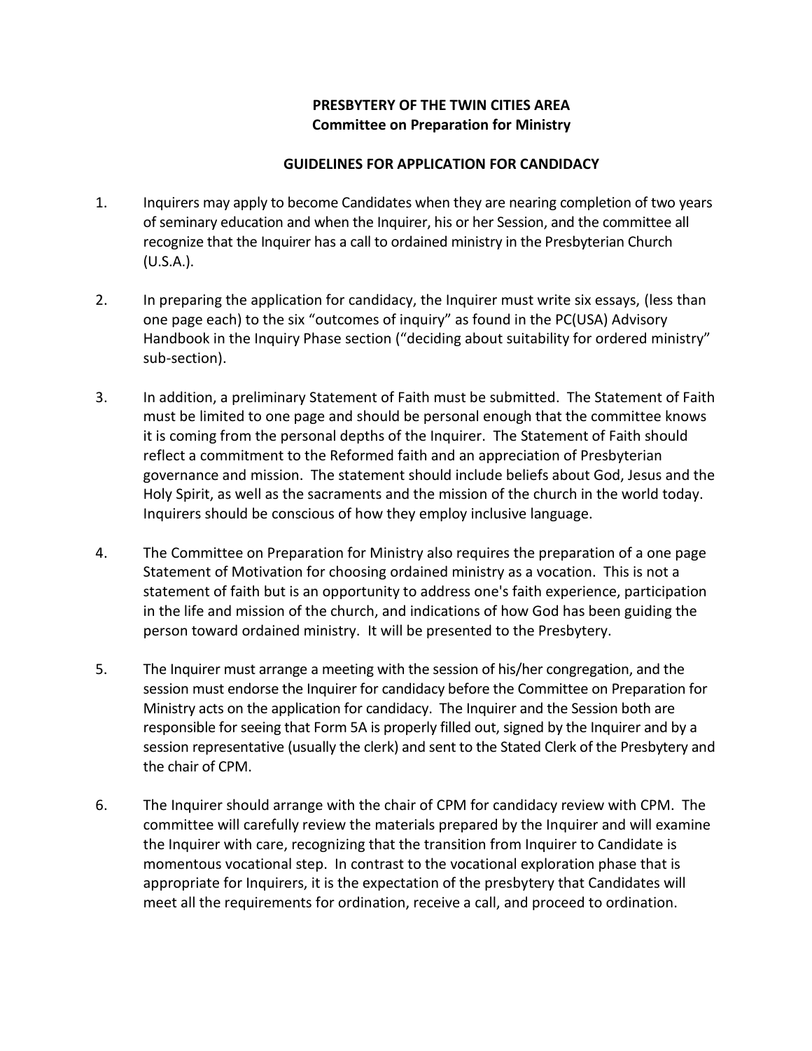**PRESBYTERY OF THE TWIN CITIES AREA**
**Committee on Preparation for Ministry**

**GUIDELINES FOR APPLICATION FOR CANDIDACY**

1. Inquirers may apply to become Candidates when they are nearing completion of two years of seminary education and when the Inquirer, his or her Session, and the committee all recognize that the Inquirer has a call to ordained ministry in the Presbyterian Church (U.S.A.).

2. In preparing the application for candidacy, the Inquirer must write six essays, (less than one page each) to the six "outcomes of inquiry" as found in the PC(USA) Advisory Handbook in the Inquiry Phase section ("deciding about suitability for ordered ministry" sub-section).

3. In addition, a preliminary Statement of Faith must be submitted. The Statement of Faith must be limited to one page and should be personal enough that the committee knows it is coming from the personal depths of the Inquirer. The Statement of Faith should reflect a commitment to the Reformed faith and an appreciation of Presbyterian governance and mission. The statement should include beliefs about God, Jesus and the Holy Spirit, as well as the sacraments and the mission of the church in the world today. Inquirers should be conscious of how they employ inclusive language.

4. The Committee on Preparation for Ministry also requires the preparation of a one page Statement of Motivation for choosing ordained ministry as a vocation. This is not a statement of faith but is an opportunity to address one's faith experience, participation in the life and mission of the church, and indications of how God has been guiding the person toward ordained ministry. It will be presented to the Presbytery.

5. The Inquirer must arrange a meeting with the session of his/her congregation, and the session must endorse the Inquirer for candidacy before the Committee on Preparation for Ministry acts on the application for candidacy. The Inquirer and the Session both are responsible for seeing that Form 5A is properly filled out, signed by the Inquirer and by a session representative (usually the clerk) and sent to the Stated Clerk of the Presbytery and the chair of CPM.

6. The Inquirer should arrange with the chair of CPM for candidacy review with CPM. The committee will carefully review the materials prepared by the Inquirer and will examine the Inquirer with care, recognizing that the transition from Inquirer to Candidate is momentous vocational step. In contrast to the vocational exploration phase that is appropriate for Inquirers, it is the expectation of the presbytery that Candidates will meet all the requirements for ordination, receive a call, and proceed to ordination.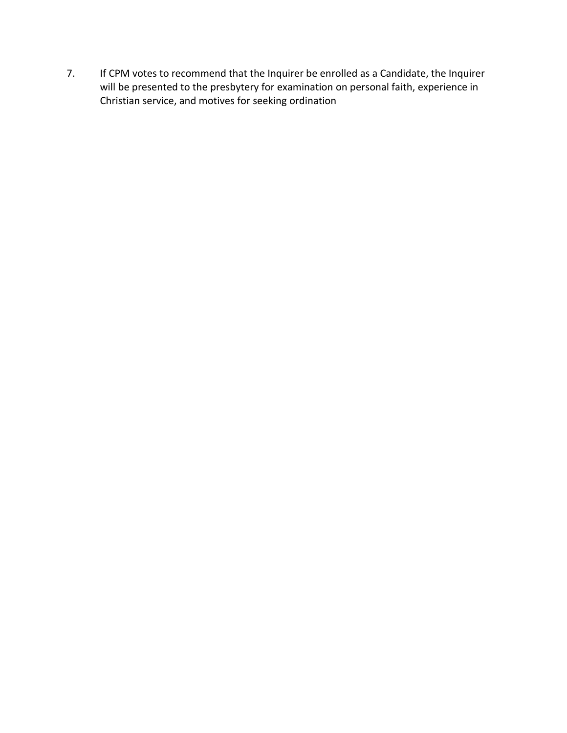7. If CPM votes to recommend that the Inquirer be enrolled as a Candidate, the Inquirer will be presented to the presbytery for examination on personal faith, experience in Christian service, and motives for seeking ordination